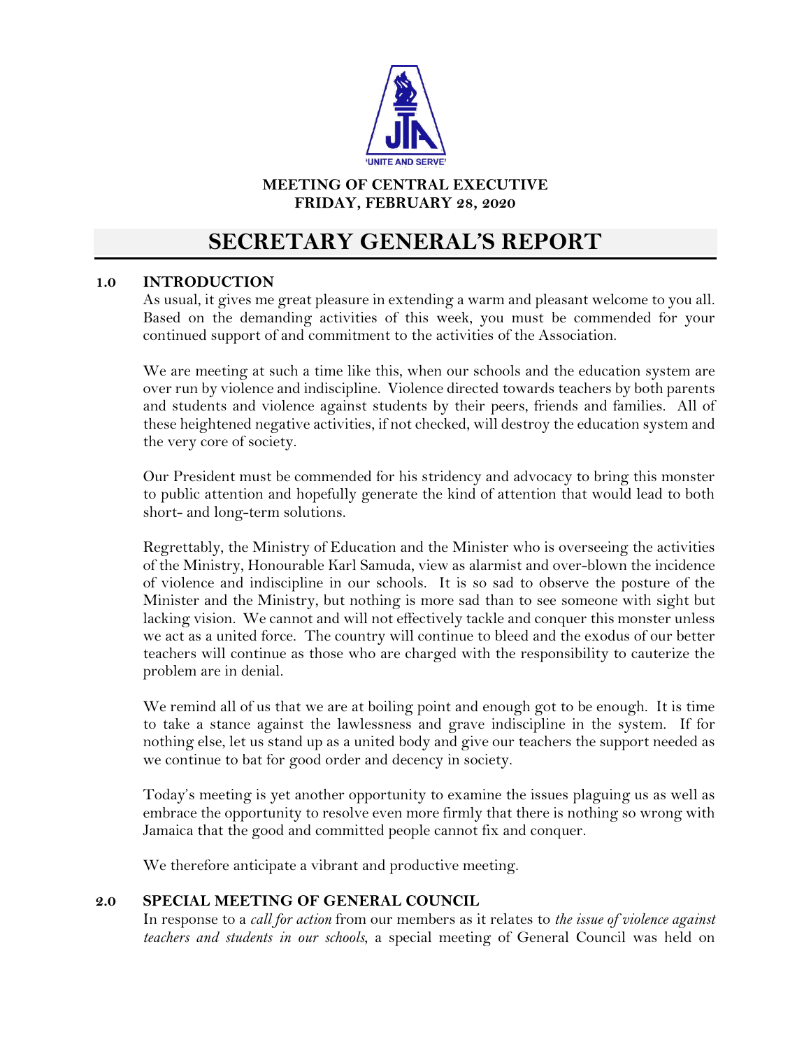**MEETING OF CENTRAL EXECUTIVE**
**FRIDAY, FEBRUARY 28, 2020**

# SECRETARY GENERAL'S REPORT

## 1.0 INTRODUCTION

As usual, it gives me great pleasure in extending a warm and pleasant welcome to you all. Based on the demanding activities of this week, you must be commended for your continued support of and commitment to the activities of the Association.

We are meeting at such a time like this, when our schools and the education system are over run by violence and indiscipline. Violence directed towards teachers by both parents and students and violence against students by their peers, friends and families. All of these heightened negative activities, if not checked, will destroy the education system and the very core of society.

Our President must be commended for his stridency and advocacy to bring this monster to public attention and hopefully generate the kind of attention that would lead to both short- and long-term solutions.

Regrettably, the Ministry of Education and the Minister who is overseeing the activities of the Ministry, Honourable Karl Samuda, view as alarmist and over-blown the incidence of violence and indiscipline in our schools. It is so sad to observe the posture of the Minister and the Ministry, but nothing is more sad than to see someone with sight but lacking vision. We cannot and will not effectively tackle and conquer this monster unless we act as a united force. The country will continue to bleed and the exodus of our better teachers will continue as those who are charged with the responsibility to cauterize the problem are in denial.

We remind all of us that we are at boiling point and enough got to be enough. It is time to take a stance against the lawlessness and grave indiscipline in the system. If for nothing else, let us stand up as a united body and give our teachers the support needed as we continue to bat for good order and decency in society.

Today's meeting is yet another opportunity to examine the issues plaguing us as well as embrace the opportunity to resolve even more firmly that there is nothing so wrong with Jamaica that the good and committed people cannot fix and conquer.

We therefore anticipate a vibrant and productive meeting.

## 2.0 SPECIAL MEETING OF GENERAL COUNCIL

In response to a *call for action* from our members as it relates to *the issue of violence against teachers and students in our schools*, a special meeting of General Council was held on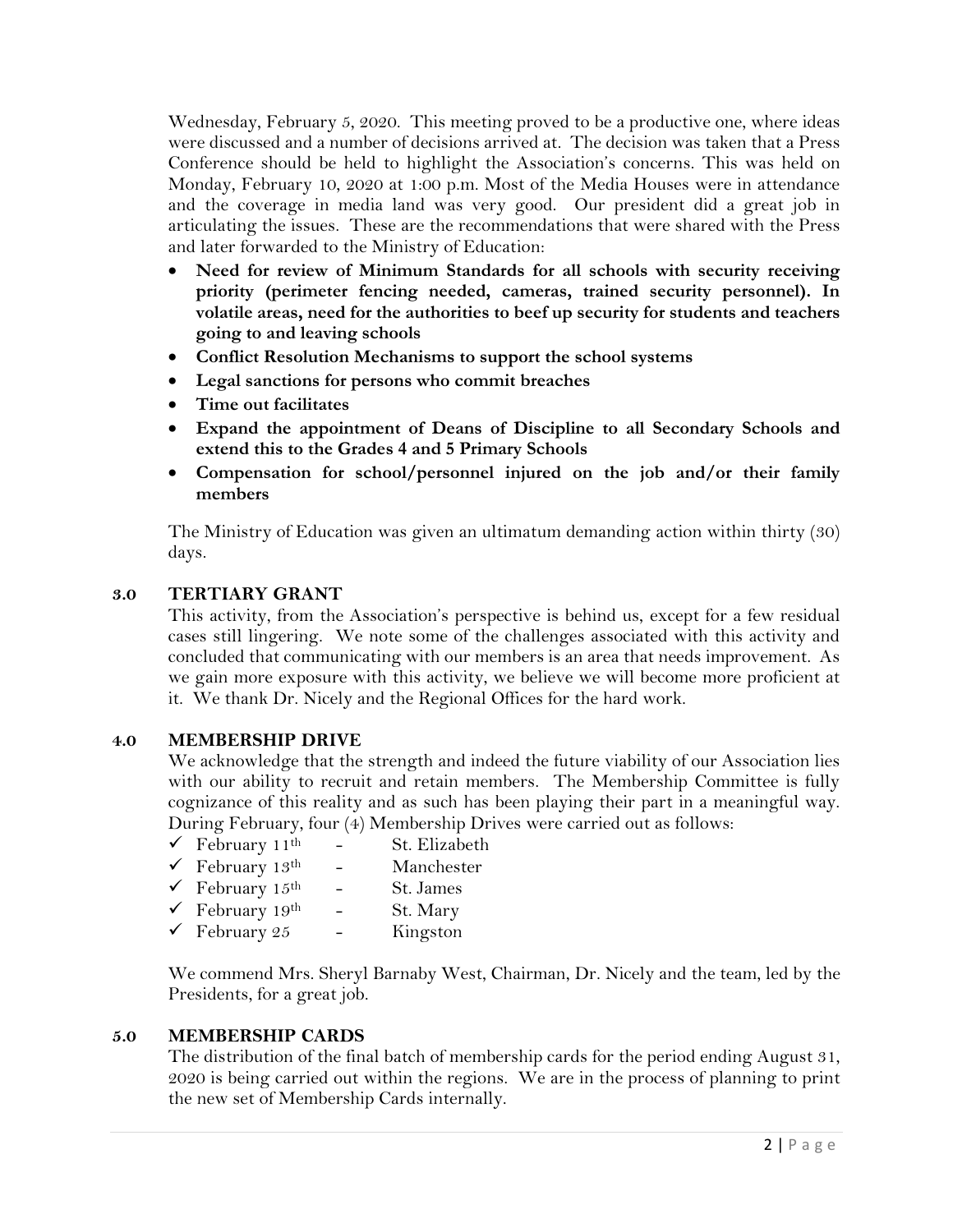Wednesday, February 5, 2020. This meeting proved to be a productive one, where ideas were discussed and a number of decisions arrived at. The decision was taken that a Press Conference should be held to highlight the Association's concerns. This was held on Monday, February 10, 2020 at 1:00 p.m. Most of the Media Houses were in attendance and the coverage in media land was very good. Our president did a great job in articulating the issues. These are the recommendations that were shared with the Press and later forwarded to the Ministry of Education:

- **Need for review of Minimum Standards for all schools with security receiving priority (perimeter fencing needed, cameras, trained security personnel). In volatile areas, need for the authorities to beef up security for students and teachers going to and leaving schools**
- **Conflict Resolution Mechanisms to support the school systems**
- **Legal sanctions for persons who commit breaches**
- **Time out facilitates**
- **Expand the appointment of Deans of Discipline to all Secondary Schools and extend this to the Grades 4 and 5 Primary Schools**
- **Compensation for school/personnel injured on the job and/or their family members**

The Ministry of Education was given an ultimatum demanding action within thirty (30) days.

## 3.0 TERTIARY GRANT

This activity, from the Association's perspective is behind us, except for a few residual cases still lingering. We note some of the challenges associated with this activity and concluded that communicating with our members is an area that needs improvement. As we gain more exposure with this activity, we believe we will become more proficient at it. We thank Dr. Nicely and the Regional Offices for the hard work.

## 4.0 MEMBERSHIP DRIVE

We acknowledge that the strength and indeed the future viability of our Association lies with our ability to recruit and retain members. The Membership Committee is fully cognizance of this reality and as such has been playing their part in a meaningful way. During February, four (4) Membership Drives were carried out as follows:

- ✓ February 11th - St. Elizabeth
- ✓ February 13th - Manchester
- ✓ February 15th - St. James
- ✓ February 19th - St. Mary
- ✓ February 25 - Kingston

We commend Mrs. Sheryl Barnaby West, Chairman, Dr. Nicely and the team, led by the Presidents, for a great job.

## 5.0 MEMBERSHIP CARDS

The distribution of the final batch of membership cards for the period ending August 31, 2020 is being carried out within the regions. We are in the process of planning to print the new set of Membership Cards internally.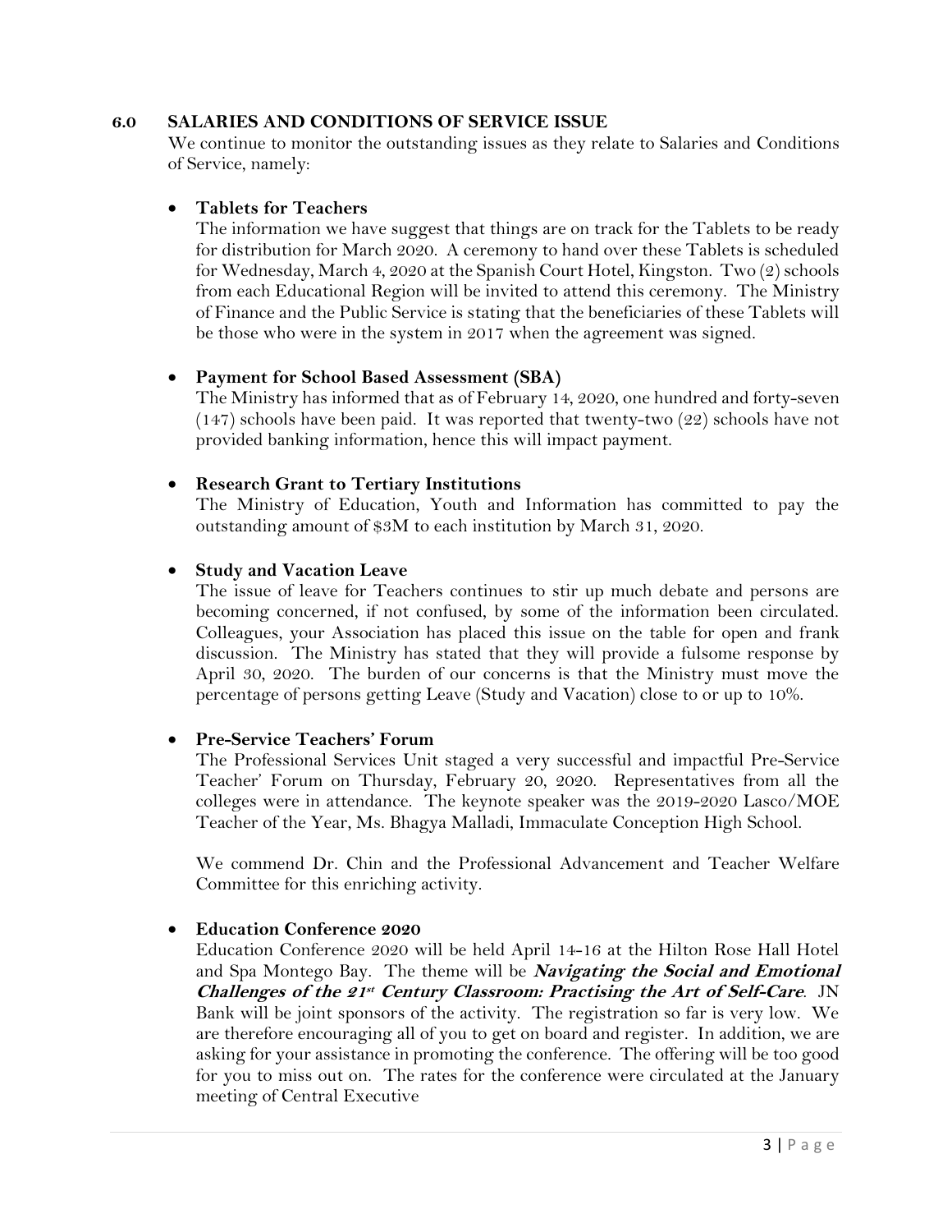## 6.0 SALARIES AND CONDITIONS OF SERVICE ISSUE

We continue to monitor the outstanding issues as they relate to Salaries and Conditions of Service, namely:

- **Tablets for Teachers**

  The information we have suggest that things are on track for the Tablets to be ready for distribution for March 2020. A ceremony to hand over these Tablets is scheduled for Wednesday, March 4, 2020 at the Spanish Court Hotel, Kingston. Two (2) schools from each Educational Region will be invited to attend this ceremony. The Ministry of Finance and the Public Service is stating that the beneficiaries of these Tablets will be those who were in the system in 2017 when the agreement was signed.

- **Payment for School Based Assessment (SBA)**

  The Ministry has informed that as of February 14, 2020, one hundred and forty-seven (147) schools have been paid. It was reported that twenty-two (22) schools have not provided banking information, hence this will impact payment.

- **Research Grant to Tertiary Institutions**

  The Ministry of Education, Youth and Information has committed to pay the outstanding amount of $3M to each institution by March 31, 2020.

- **Study and Vacation Leave**

  The issue of leave for Teachers continues to stir up much debate and persons are becoming concerned, if not confused, by some of the information been circulated. Colleagues, your Association has placed this issue on the table for open and frank discussion. The Ministry has stated that they will provide a fulsome response by April 30, 2020. The burden of our concerns is that the Ministry must move the percentage of persons getting Leave (Study and Vacation) close to or up to 10%.

- **Pre-Service Teachers' Forum**

  The Professional Services Unit staged a very successful and impactful Pre-Service Teacher' Forum on Thursday, February 20, 2020. Representatives from all the colleges were in attendance. The keynote speaker was the 2019-2020 Lasco/MOE Teacher of the Year, Ms. Bhagya Malladi, Immaculate Conception High School.

  We commend Dr. Chin and the Professional Advancement and Teacher Welfare Committee for this enriching activity.

- **Education Conference 2020**

  Education Conference 2020 will be held April 14-16 at the Hilton Rose Hall Hotel and Spa Montego Bay. The theme will be ***Navigating the Social and Emotional Challenges of the 21st Century Classroom: Practising the Art of Self-Care***. JN Bank will be joint sponsors of the activity. The registration so far is very low. We are therefore encouraging all of you to get on board and register. In addition, we are asking for your assistance in promoting the conference. The offering will be too good for you to miss out on. The rates for the conference were circulated at the January meeting of Central Executive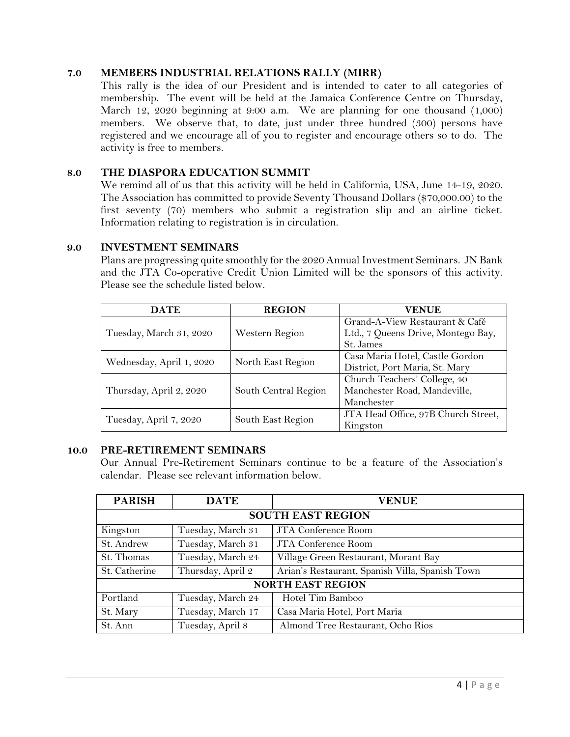## 7.0 MEMBERS INDUSTRIAL RELATIONS RALLY (MIRR)

This rally is the idea of our President and is intended to cater to all categories of membership. The event will be held at the Jamaica Conference Centre on Thursday, March 12, 2020 beginning at 9:00 a.m. We are planning for one thousand (1,000) members. We observe that, to date, just under three hundred (300) persons have registered and we encourage all of you to register and encourage others so to do. The activity is free to members.

## 8.0 THE DIASPORA EDUCATION SUMMIT

We remind all of us that this activity will be held in California, USA, June 14-19, 2020. The Association has committed to provide Seventy Thousand Dollars ($70,000.00) to the first seventy (70) members who submit a registration slip and an airline ticket. Information relating to registration is in circulation.

## 9.0 INVESTMENT SEMINARS

Plans are progressing quite smoothly for the 2020 Annual Investment Seminars. JN Bank and the JTA Co-operative Credit Union Limited will be the sponsors of this activity. Please see the schedule listed below.

| DATE | REGION | VENUE |
|---|---|---|
| Tuesday, March 31, 2020 | Western Region | Grand-A-View Restaurant & Café Ltd., 7 Queens Drive, Montego Bay, St. James |
| Wednesday, April 1, 2020 | North East Region | Casa Maria Hotel, Castle Gordon District, Port Maria, St. Mary |
| Thursday, April 2, 2020 | South Central Region | Church Teachers' College, 40 Manchester Road, Mandeville, Manchester |
| Tuesday, April 7, 2020 | South East Region | JTA Head Office, 97B Church Street, Kingston |

## 10.0 PRE-RETIREMENT SEMINARS

Our Annual Pre-Retirement Seminars continue to be a feature of the Association's calendar. Please see relevant information below.

| PARISH | DATE | VENUE |
|---|---|---|
| **SOUTH EAST REGION** | | |
| Kingston | Tuesday, March 31 | JTA Conference Room |
| St. Andrew | Tuesday, March 31 | JTA Conference Room |
| St. Thomas | Tuesday, March 24 | Village Green Restaurant, Morant Bay |
| St. Catherine | Thursday, April 2 | Arian's Restaurant, Spanish Villa, Spanish Town |
| **NORTH EAST REGION** | | |
| Portland | Tuesday, March 24 | Hotel Tim Bamboo |
| St. Mary | Tuesday, March 17 | Casa Maria Hotel, Port Maria |
| St. Ann | Tuesday, April 8 | Almond Tree Restaurant, Ocho Rios |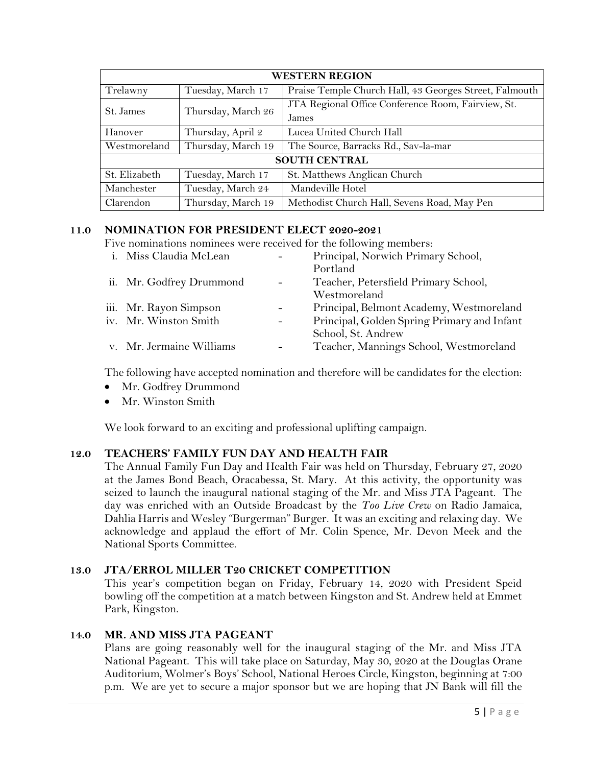| WESTERN REGION | | |
|---|---|---|
| Trelawny | Tuesday, March 17 | Praise Temple Church Hall, 43 Georges Street, Falmouth |
| St. James | Thursday, March 26 | JTA Regional Office Conference Room, Fairview, St. James |
| Hanover | Thursday, April 2 | Lucea United Church Hall |
| Westmoreland | Thursday, March 19 | The Source, Barracks Rd., Sav-la-mar |
| **SOUTH CENTRAL** | | |
| St. Elizabeth | Tuesday, March 17 | St. Matthews Anglican Church |
| Manchester | Tuesday, March 24 | Mandeville Hotel |
| Clarendon | Thursday, March 19 | Methodist Church Hall, Sevens Road, May Pen |

## 11.0 NOMINATION FOR PRESIDENT ELECT 2020-2021

Five nominations nominees were received for the following members:

i. Miss Claudia McLean - Principal, Norwich Primary School, Portland
ii. Mr. Godfrey Drummond - Teacher, Petersfield Primary School, Westmoreland
iii. Mr. Rayon Simpson - Principal, Belmont Academy, Westmoreland
iv. Mr. Winston Smith - Principal, Golden Spring Primary and Infant School, St. Andrew
v. Mr. Jermaine Williams - Teacher, Mannings School, Westmoreland

The following have accepted nomination and therefore will be candidates for the election:

- Mr. Godfrey Drummond
- Mr. Winston Smith

We look forward to an exciting and professional uplifting campaign.

## 12.0 TEACHERS' FAMILY FUN DAY AND HEALTH FAIR

The Annual Family Fun Day and Health Fair was held on Thursday, February 27, 2020 at the James Bond Beach, Oracabessa, St. Mary. At this activity, the opportunity was seized to launch the inaugural national staging of the Mr. and Miss JTA Pageant. The day was enriched with an Outside Broadcast by the *Too Live Crew* on Radio Jamaica, Dahlia Harris and Wesley "Burgerman" Burger. It was an exciting and relaxing day. We acknowledge and applaud the effort of Mr. Colin Spence, Mr. Devon Meek and the National Sports Committee.

## 13.0 JTA/ERROL MILLER T20 CRICKET COMPETITION

This year's competition began on Friday, February 14, 2020 with President Speid bowling off the competition at a match between Kingston and St. Andrew held at Emmet Park, Kingston.

## 14.0 MR. AND MISS JTA PAGEANT

Plans are going reasonably well for the inaugural staging of the Mr. and Miss JTA National Pageant. This will take place on Saturday, May 30, 2020 at the Douglas Orane Auditorium, Wolmer's Boys' School, National Heroes Circle, Kingston, beginning at 7:00 p.m. We are yet to secure a major sponsor but we are hoping that JN Bank will fill the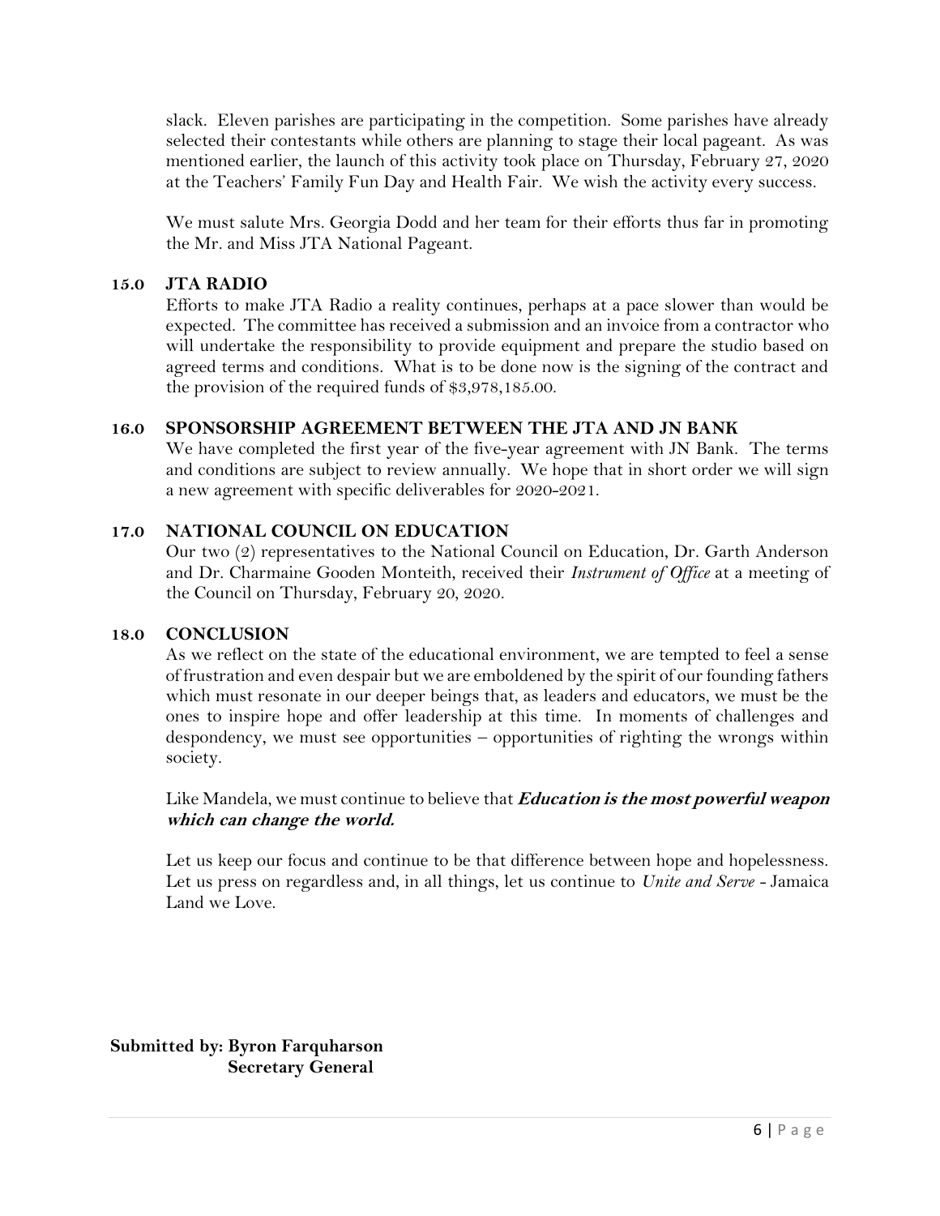slack. Eleven parishes are participating in the competition. Some parishes have already selected their contestants while others are planning to stage their local pageant. As was mentioned earlier, the launch of this activity took place on Thursday, February 27, 2020 at the Teachers' Family Fun Day and Health Fair. We wish the activity every success.

We must salute Mrs. Georgia Dodd and her team for their efforts thus far in promoting the Mr. and Miss JTA National Pageant.

## 15.0 JTA RADIO

Efforts to make JTA Radio a reality continues, perhaps at a pace slower than would be expected. The committee has received a submission and an invoice from a contractor who will undertake the responsibility to provide equipment and prepare the studio based on agreed terms and conditions. What is to be done now is the signing of the contract and the provision of the required funds of $3,978,185.00.

## 16.0 SPONSORSHIP AGREEMENT BETWEEN THE JTA AND JN BANK

We have completed the first year of the five-year agreement with JN Bank. The terms and conditions are subject to review annually. We hope that in short order we will sign a new agreement with specific deliverables for 2020-2021.

## 17.0 NATIONAL COUNCIL ON EDUCATION

Our two (2) representatives to the National Council on Education, Dr. Garth Anderson and Dr. Charmaine Gooden Monteith, received their *Instrument of Office* at a meeting of the Council on Thursday, February 20, 2020.

## 18.0 CONCLUSION

As we reflect on the state of the educational environment, we are tempted to feel a sense of frustration and even despair but we are emboldened by the spirit of our founding fathers which must resonate in our deeper beings that, as leaders and educators, we must be the ones to inspire hope and offer leadership at this time. In moments of challenges and despondency, we must see opportunities – opportunities of righting the wrongs within society.

Like Mandela, we must continue to believe that ***Education is the most powerful weapon which can change the world.***

Let us keep our focus and continue to be that difference between hope and hopelessness. Let us press on regardless and, in all things, let us continue to *Unite and Serve* - Jamaica Land we Love.

**Submitted by: Byron Farquharson**
**Secretary General**